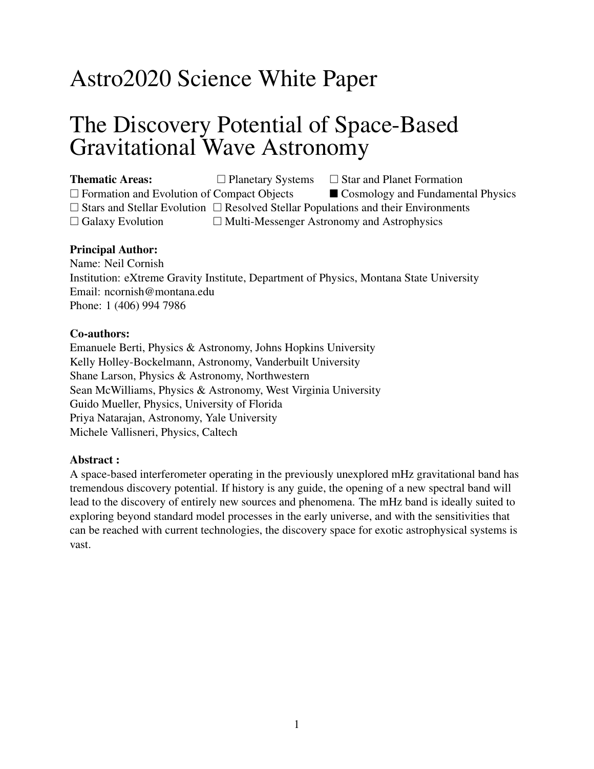# Astro2020 Science White Paper

# The Discovery Potential of Space-Based Gravitational Wave Astronomy

**Thematic Areas:** ☐ Planetary Systems ☐ Star and Planet Formation
☐ Formation and Evolution of Compact Objects ■ Cosmology and Fundamental Physics
☐ Stars and Stellar Evolution ☐ Resolved Stellar Populations and their Environments
☐ Galaxy Evolution ☐ Multi-Messenger Astronomy and Astrophysics

**Principal Author:**
Name: Neil Cornish
Institution: eXtreme Gravity Institute, Department of Physics, Montana State University
Email: ncornish@montana.edu
Phone: 1 (406) 994 7986

**Co-authors:**
Emanuele Berti, Physics & Astronomy, Johns Hopkins University
Kelly Holley-Bockelmann, Astronomy, Vanderbuilt University
Shane Larson, Physics & Astronomy, Northwestern
Sean McWilliams, Physics & Astronomy, West Virginia University
Guido Mueller, Physics, University of Florida
Priya Natarajan, Astronomy, Yale University
Michele Vallisneri, Physics, Caltech

**Abstract :**
A space-based interferometer operating in the previously unexplored mHz gravitational band has tremendous discovery potential. If history is any guide, the opening of a new spectral band will lead to the discovery of entirely new sources and phenomena. The mHz band is ideally suited to exploring beyond standard model processes in the early universe, and with the sensitivities that can be reached with current technologies, the discovery space for exotic astrophysical systems is vast.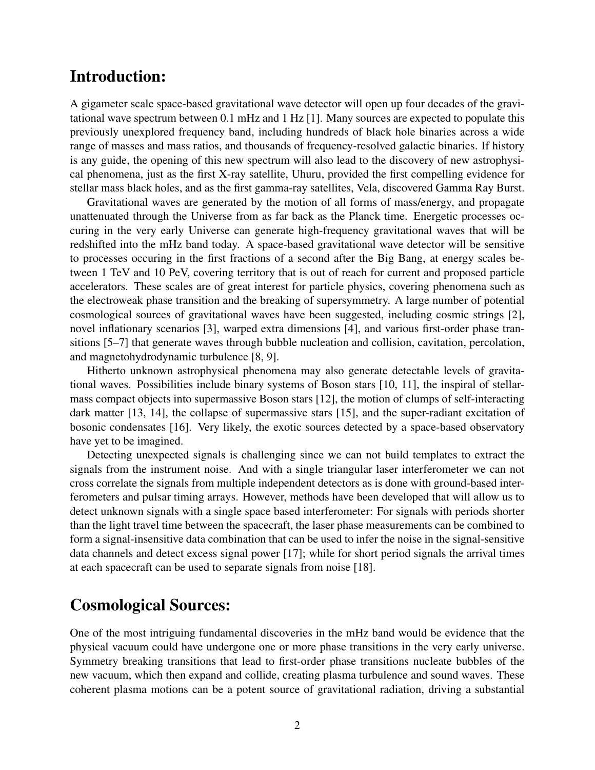## Introduction:

A gigameter scale space-based gravitational wave detector will open up four decades of the gravitational wave spectrum between 0.1 mHz and 1 Hz [1]. Many sources are expected to populate this previously unexplored frequency band, including hundreds of black hole binaries across a wide range of masses and mass ratios, and thousands of frequency-resolved galactic binaries. If history is any guide, the opening of this new spectrum will also lead to the discovery of new astrophysical phenomena, just as the first X-ray satellite, Uhuru, provided the first compelling evidence for stellar mass black holes, and as the first gamma-ray satellites, Vela, discovered Gamma Ray Burst.

Gravitational waves are generated by the motion of all forms of mass/energy, and propagate unattenuated through the Universe from as far back as the Planck time. Energetic processes occuring in the very early Universe can generate high-frequency gravitational waves that will be redshifted into the mHz band today. A space-based gravitational wave detector will be sensitive to processes occuring in the first fractions of a second after the Big Bang, at energy scales between 1 TeV and 10 PeV, covering territory that is out of reach for current and proposed particle accelerators. These scales are of great interest for particle physics, covering phenomena such as the electroweak phase transition and the breaking of supersymmetry. A large number of potential cosmological sources of gravitational waves have been suggested, including cosmic strings [2], novel inflationary scenarios [3], warped extra dimensions [4], and various first-order phase transitions [5–7] that generate waves through bubble nucleation and collision, cavitation, percolation, and magnetohydrodynamic turbulence [8, 9].

Hitherto unknown astrophysical phenomena may also generate detectable levels of gravitational waves. Possibilities include binary systems of Boson stars [10, 11], the inspiral of stellar-mass compact objects into supermassive Boson stars [12], the motion of clumps of self-interacting dark matter [13, 14], the collapse of supermassive stars [15], and the super-radiant excitation of bosonic condensates [16]. Very likely, the exotic sources detected by a space-based observatory have yet to be imagined.

Detecting unexpected signals is challenging since we can not build templates to extract the signals from the instrument noise. And with a single triangular laser interferometer we can not cross correlate the signals from multiple independent detectors as is done with ground-based interferometers and pulsar timing arrays. However, methods have been developed that will allow us to detect unknown signals with a single space based interferometer: For signals with periods shorter than the light travel time between the spacecraft, the laser phase measurements can be combined to form a signal-insensitive data combination that can be used to infer the noise in the signal-sensitive data channels and detect excess signal power [17]; while for short period signals the arrival times at each spacecraft can be used to separate signals from noise [18].

## Cosmological Sources:

One of the most intriguing fundamental discoveries in the mHz band would be evidence that the physical vacuum could have undergone one or more phase transitions in the very early universe. Symmetry breaking transitions that lead to first-order phase transitions nucleate bubbles of the new vacuum, which then expand and collide, creating plasma turbulence and sound waves. These coherent plasma motions can be a potent source of gravitational radiation, driving a substantial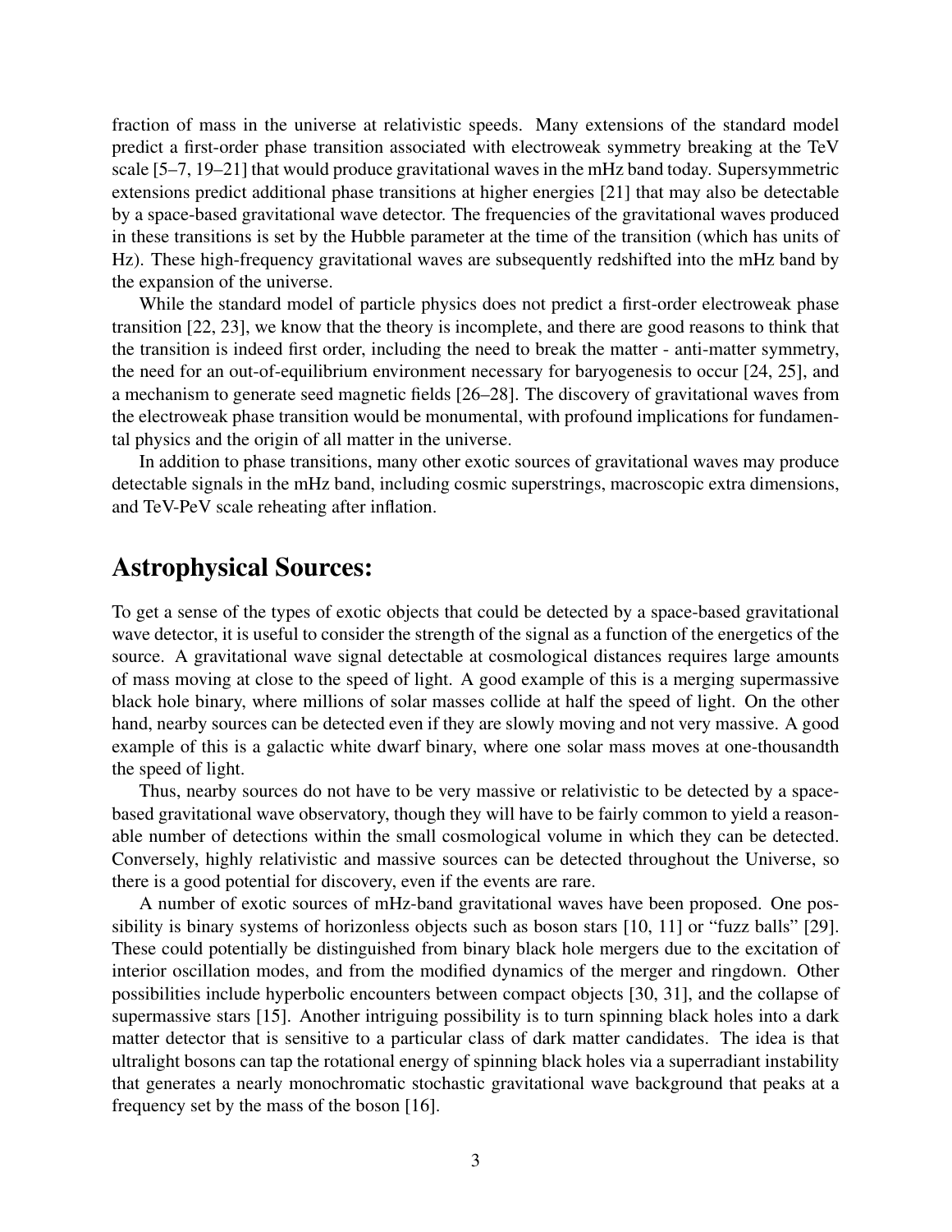fraction of mass in the universe at relativistic speeds. Many extensions of the standard model predict a first-order phase transition associated with electroweak symmetry breaking at the TeV scale [5–7, 19–21] that would produce gravitational waves in the mHz band today. Supersymmetric extensions predict additional phase transitions at higher energies [21] that may also be detectable by a space-based gravitational wave detector. The frequencies of the gravitational waves produced in these transitions is set by the Hubble parameter at the time of the transition (which has units of Hz). These high-frequency gravitational waves are subsequently redshifted into the mHz band by the expansion of the universe.

While the standard model of particle physics does not predict a first-order electroweak phase transition [22, 23], we know that the theory is incomplete, and there are good reasons to think that the transition is indeed first order, including the need to break the matter - anti-matter symmetry, the need for an out-of-equilibrium environment necessary for baryogenesis to occur [24, 25], and a mechanism to generate seed magnetic fields [26–28]. The discovery of gravitational waves from the electroweak phase transition would be monumental, with profound implications for fundamental physics and the origin of all matter in the universe.

In addition to phase transitions, many other exotic sources of gravitational waves may produce detectable signals in the mHz band, including cosmic superstrings, macroscopic extra dimensions, and TeV-PeV scale reheating after inflation.

## Astrophysical Sources:

To get a sense of the types of exotic objects that could be detected by a space-based gravitational wave detector, it is useful to consider the strength of the signal as a function of the energetics of the source. A gravitational wave signal detectable at cosmological distances requires large amounts of mass moving at close to the speed of light. A good example of this is a merging supermassive black hole binary, where millions of solar masses collide at half the speed of light. On the other hand, nearby sources can be detected even if they are slowly moving and not very massive. A good example of this is a galactic white dwarf binary, where one solar mass moves at one-thousandth the speed of light.

Thus, nearby sources do not have to be very massive or relativistic to be detected by a space-based gravitational wave observatory, though they will have to be fairly common to yield a reasonable number of detections within the small cosmological volume in which they can be detected. Conversely, highly relativistic and massive sources can be detected throughout the Universe, so there is a good potential for discovery, even if the events are rare.

A number of exotic sources of mHz-band gravitational waves have been proposed. One possibility is binary systems of horizonless objects such as boson stars [10, 11] or "fuzz balls" [29]. These could potentially be distinguished from binary black hole mergers due to the excitation of interior oscillation modes, and from the modified dynamics of the merger and ringdown. Other possibilities include hyperbolic encounters between compact objects [30, 31], and the collapse of supermassive stars [15]. Another intriguing possibility is to turn spinning black holes into a dark matter detector that is sensitive to a particular class of dark matter candidates. The idea is that ultralight bosons can tap the rotational energy of spinning black holes via a superradiant instability that generates a nearly monochromatic stochastic gravitational wave background that peaks at a frequency set by the mass of the boson [16].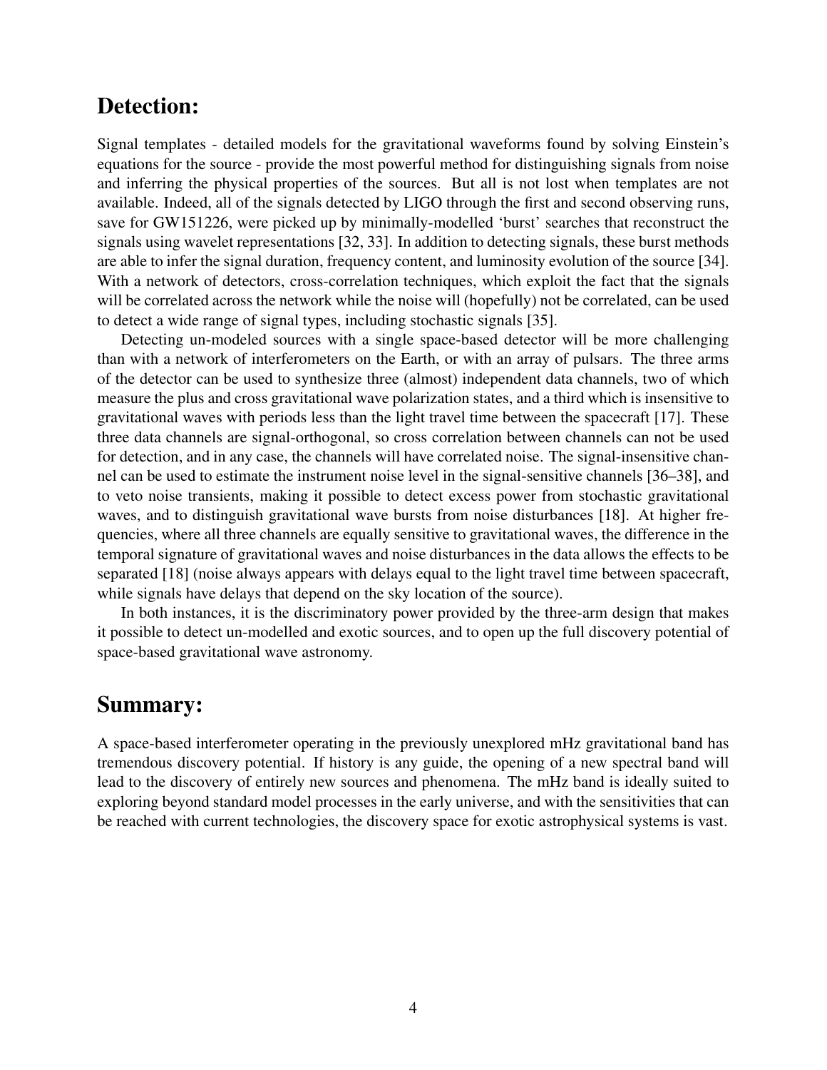## Detection:

Signal templates - detailed models for the gravitational waveforms found by solving Einstein's equations for the source - provide the most powerful method for distinguishing signals from noise and inferring the physical properties of the sources. But all is not lost when templates are not available. Indeed, all of the signals detected by LIGO through the first and second observing runs, save for GW151226, were picked up by minimally-modelled 'burst' searches that reconstruct the signals using wavelet representations [32, 33]. In addition to detecting signals, these burst methods are able to infer the signal duration, frequency content, and luminosity evolution of the source [34]. With a network of detectors, cross-correlation techniques, which exploit the fact that the signals will be correlated across the network while the noise will (hopefully) not be correlated, can be used to detect a wide range of signal types, including stochastic signals [35].

Detecting un-modeled sources with a single space-based detector will be more challenging than with a network of interferometers on the Earth, or with an array of pulsars. The three arms of the detector can be used to synthesize three (almost) independent data channels, two of which measure the plus and cross gravitational wave polarization states, and a third which is insensitive to gravitational waves with periods less than the light travel time between the spacecraft [17]. These three data channels are signal-orthogonal, so cross correlation between channels can not be used for detection, and in any case, the channels will have correlated noise. The signal-insensitive channel can be used to estimate the instrument noise level in the signal-sensitive channels [36–38], and to veto noise transients, making it possible to detect excess power from stochastic gravitational waves, and to distinguish gravitational wave bursts from noise disturbances [18]. At higher frequencies, where all three channels are equally sensitive to gravitational waves, the difference in the temporal signature of gravitational waves and noise disturbances in the data allows the effects to be separated [18] (noise always appears with delays equal to the light travel time between spacecraft, while signals have delays that depend on the sky location of the source).

In both instances, it is the discriminatory power provided by the three-arm design that makes it possible to detect un-modelled and exotic sources, and to open up the full discovery potential of space-based gravitational wave astronomy.

## Summary:

A space-based interferometer operating in the previously unexplored mHz gravitational band has tremendous discovery potential. If history is any guide, the opening of a new spectral band will lead to the discovery of entirely new sources and phenomena. The mHz band is ideally suited to exploring beyond standard model processes in the early universe, and with the sensitivities that can be reached with current technologies, the discovery space for exotic astrophysical systems is vast.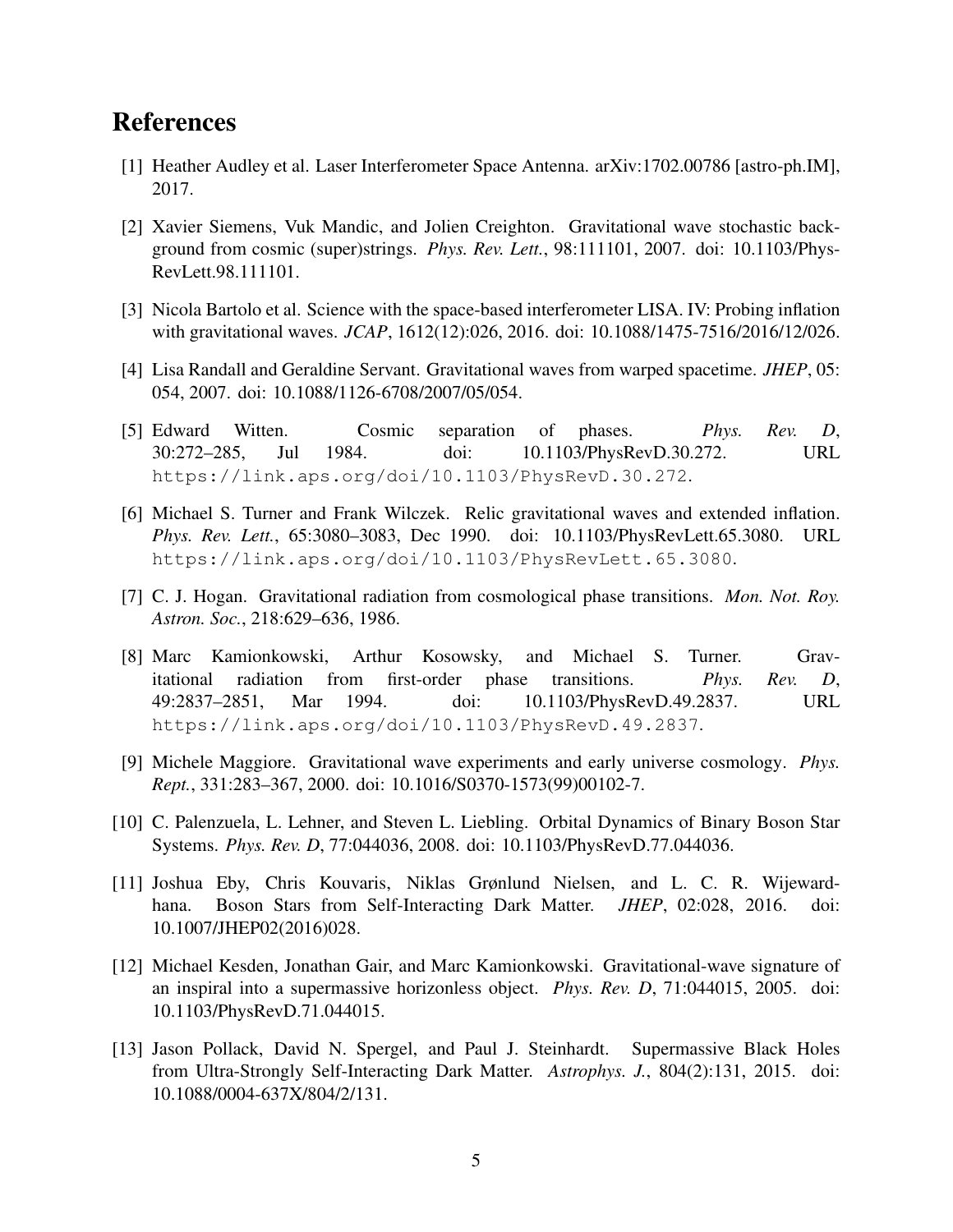# References

[1] Heather Audley et al. Laser Interferometer Space Antenna. arXiv:1702.00786 [astro-ph.IM], 2017.

[2] Xavier Siemens, Vuk Mandic, and Jolien Creighton. Gravitational wave stochastic background from cosmic (super)strings. *Phys. Rev. Lett.*, 98:111101, 2007. doi: 10.1103/PhysRevLett.98.111101.

[3] Nicola Bartolo et al. Science with the space-based interferometer LISA. IV: Probing inflation with gravitational waves. *JCAP*, 1612(12):026, 2016. doi: 10.1088/1475-7516/2016/12/026.

[4] Lisa Randall and Geraldine Servant. Gravitational waves from warped spacetime. *JHEP*, 05:054, 2007. doi: 10.1088/1126-6708/2007/05/054.

[5] Edward Witten. Cosmic separation of phases. *Phys. Rev. D*, 30:272–285, Jul 1984. doi: 10.1103/PhysRevD.30.272. URL https://link.aps.org/doi/10.1103/PhysRevD.30.272.

[6] Michael S. Turner and Frank Wilczek. Relic gravitational waves and extended inflation. *Phys. Rev. Lett.*, 65:3080–3083, Dec 1990. doi: 10.1103/PhysRevLett.65.3080. URL https://link.aps.org/doi/10.1103/PhysRevLett.65.3080.

[7] C. J. Hogan. Gravitational radiation from cosmological phase transitions. *Mon. Not. Roy. Astron. Soc.*, 218:629–636, 1986.

[8] Marc Kamionkowski, Arthur Kosowsky, and Michael S. Turner. Gravitational radiation from first-order phase transitions. *Phys. Rev. D*, 49:2837–2851, Mar 1994. doi: 10.1103/PhysRevD.49.2837. URL https://link.aps.org/doi/10.1103/PhysRevD.49.2837.

[9] Michele Maggiore. Gravitational wave experiments and early universe cosmology. *Phys. Rept.*, 331:283–367, 2000. doi: 10.1016/S0370-1573(99)00102-7.

[10] C. Palenzuela, L. Lehner, and Steven L. Liebling. Orbital Dynamics of Binary Boson Star Systems. *Phys. Rev. D*, 77:044036, 2008. doi: 10.1103/PhysRevD.77.044036.

[11] Joshua Eby, Chris Kouvaris, Niklas Grønlund Nielsen, and L. C. R. Wijewardhana. Boson Stars from Self-Interacting Dark Matter. *JHEP*, 02:028, 2016. doi: 10.1007/JHEP02(2016)028.

[12] Michael Kesden, Jonathan Gair, and Marc Kamionkowski. Gravitational-wave signature of an inspiral into a supermassive horizonless object. *Phys. Rev. D*, 71:044015, 2005. doi: 10.1103/PhysRevD.71.044015.

[13] Jason Pollack, David N. Spergel, and Paul J. Steinhardt. Supermassive Black Holes from Ultra-Strongly Self-Interacting Dark Matter. *Astrophys. J.*, 804(2):131, 2015. doi: 10.1088/0004-637X/804/2/131.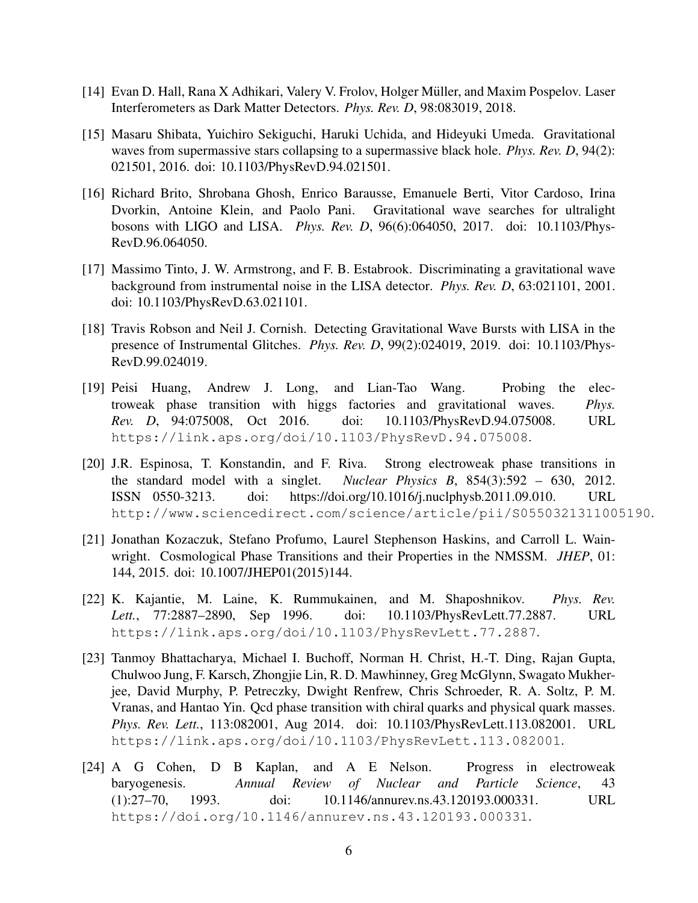[14] Evan D. Hall, Rana X Adhikari, Valery V. Frolov, Holger Müller, and Maxim Pospelov. Laser Interferometers as Dark Matter Detectors. *Phys. Rev. D*, 98:083019, 2018.

[15] Masaru Shibata, Yuichiro Sekiguchi, Haruki Uchida, and Hideyuki Umeda. Gravitational waves from supermassive stars collapsing to a supermassive black hole. *Phys. Rev. D*, 94(2): 021501, 2016. doi: 10.1103/PhysRevD.94.021501.

[16] Richard Brito, Shrobana Ghosh, Enrico Barausse, Emanuele Berti, Vitor Cardoso, Irina Dvorkin, Antoine Klein, and Paolo Pani. Gravitational wave searches for ultralight bosons with LIGO and LISA. *Phys. Rev. D*, 96(6):064050, 2017. doi: 10.1103/PhysRevD.96.064050.

[17] Massimo Tinto, J. W. Armstrong, and F. B. Estabrook. Discriminating a gravitational wave background from instrumental noise in the LISA detector. *Phys. Rev. D*, 63:021101, 2001. doi: 10.1103/PhysRevD.63.021101.

[18] Travis Robson and Neil J. Cornish. Detecting Gravitational Wave Bursts with LISA in the presence of Instrumental Glitches. *Phys. Rev. D*, 99(2):024019, 2019. doi: 10.1103/PhysRevD.99.024019.

[19] Peisi Huang, Andrew J. Long, and Lian-Tao Wang. Probing the electroweak phase transition with higgs factories and gravitational waves. *Phys. Rev. D*, 94:075008, Oct 2016. doi: 10.1103/PhysRevD.94.075008. URL `https://link.aps.org/doi/10.1103/PhysRevD.94.075008`.

[20] J.R. Espinosa, T. Konstandin, and F. Riva. Strong electroweak phase transitions in the standard model with a singlet. *Nuclear Physics B*, 854(3):592 – 630, 2012. ISSN 0550-3213. doi: https://doi.org/10.1016/j.nuclphysb.2011.09.010. URL `http://www.sciencedirect.com/science/article/pii/S0550321311005190`.

[21] Jonathan Kozaczuk, Stefano Profumo, Laurel Stephenson Haskins, and Carroll L. Wainwright. Cosmological Phase Transitions and their Properties in the NMSSM. *JHEP*, 01: 144, 2015. doi: 10.1007/JHEP01(2015)144.

[22] K. Kajantie, M. Laine, K. Rummukainen, and M. Shaposhnikov. *Phys. Rev. Lett.*, 77:2887–2890, Sep 1996. doi: 10.1103/PhysRevLett.77.2887. URL `https://link.aps.org/doi/10.1103/PhysRevLett.77.2887`.

[23] Tanmoy Bhattacharya, Michael I. Buchoff, Norman H. Christ, H.-T. Ding, Rajan Gupta, Chulwoo Jung, F. Karsch, Zhongjie Lin, R. D. Mawhinney, Greg McGlynn, Swagato Mukherjee, David Murphy, P. Petreczky, Dwight Renfrew, Chris Schroeder, R. A. Soltz, P. M. Vranas, and Hantao Yin. Qcd phase transition with chiral quarks and physical quark masses. *Phys. Rev. Lett.*, 113:082001, Aug 2014. doi: 10.1103/PhysRevLett.113.082001. URL `https://link.aps.org/doi/10.1103/PhysRevLett.113.082001`.

[24] A G Cohen, D B Kaplan, and A E Nelson. Progress in electroweak baryogenesis. *Annual Review of Nuclear and Particle Science*, 43 (1):27–70, 1993. doi: 10.1146/annurev.ns.43.120193.000331. URL `https://doi.org/10.1146/annurev.ns.43.120193.000331`.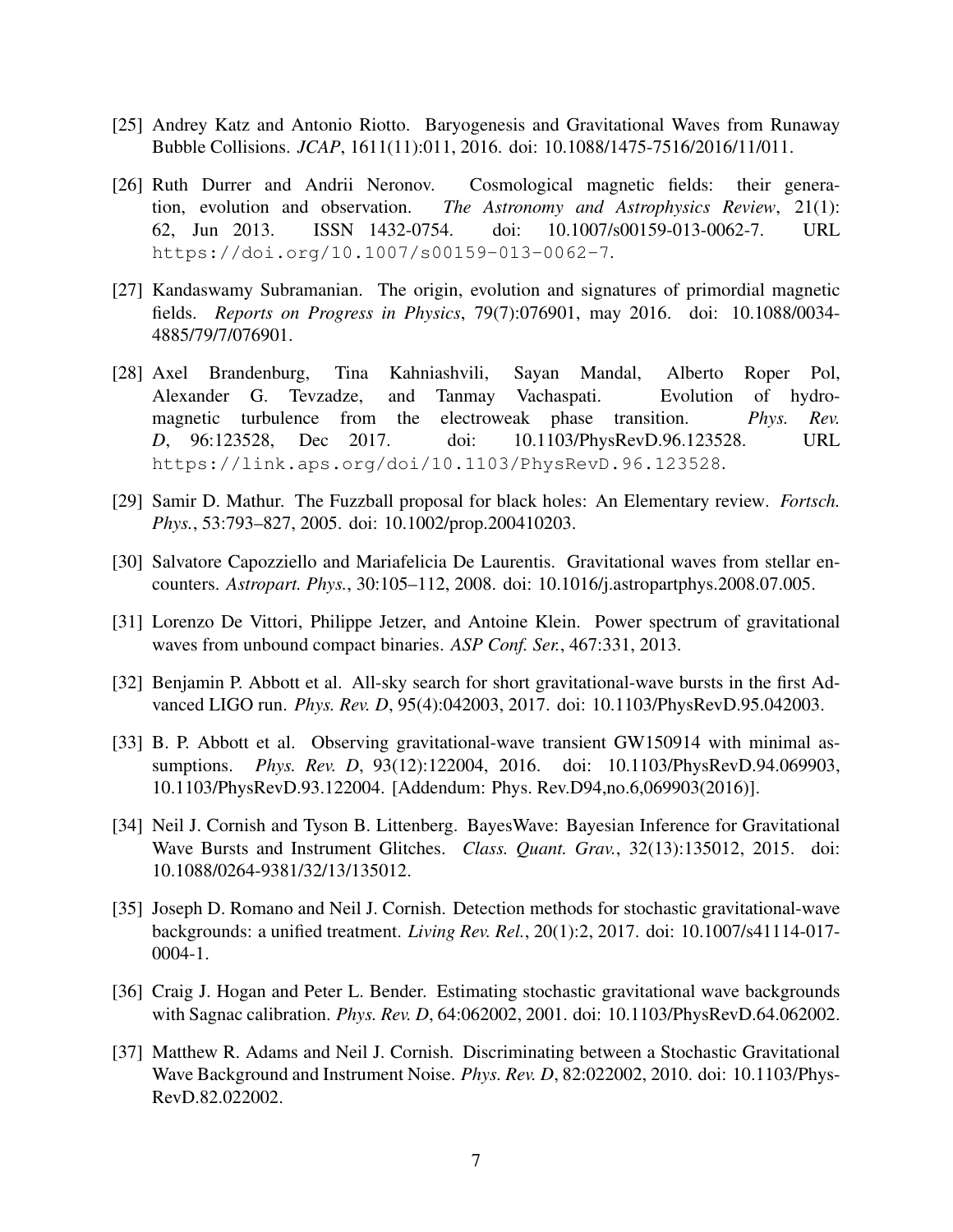[25] Andrey Katz and Antonio Riotto. Baryogenesis and Gravitational Waves from Runaway Bubble Collisions. *JCAP*, 1611(11):011, 2016. doi: 10.1088/1475-7516/2016/11/011.

[26] Ruth Durrer and Andrii Neronov. Cosmological magnetic fields: their generation, evolution and observation. *The Astronomy and Astrophysics Review*, 21(1): 62, Jun 2013. ISSN 1432-0754. doi: 10.1007/s00159-013-0062-7. URL `https://doi.org/10.1007/s00159-013-0062-7`.

[27] Kandaswamy Subramanian. The origin, evolution and signatures of primordial magnetic fields. *Reports on Progress in Physics*, 79(7):076901, may 2016. doi: 10.1088/0034-4885/79/7/076901.

[28] Axel Brandenburg, Tina Kahniashvili, Sayan Mandal, Alberto Roper Pol, Alexander G. Tevzadze, and Tanmay Vachaspati. Evolution of hydromagnetic turbulence from the electroweak phase transition. *Phys. Rev. D*, 96:123528, Dec 2017. doi: 10.1103/PhysRevD.96.123528. URL `https://link.aps.org/doi/10.1103/PhysRevD.96.123528`.

[29] Samir D. Mathur. The Fuzzball proposal for black holes: An Elementary review. *Fortsch. Phys.*, 53:793–827, 2005. doi: 10.1002/prop.200410203.

[30] Salvatore Capozziello and Mariafelicia De Laurentis. Gravitational waves from stellar encounters. *Astropart. Phys.*, 30:105–112, 2008. doi: 10.1016/j.astropartphys.2008.07.005.

[31] Lorenzo De Vittori, Philippe Jetzer, and Antoine Klein. Power spectrum of gravitational waves from unbound compact binaries. *ASP Conf. Ser.*, 467:331, 2013.

[32] Benjamin P. Abbott et al. All-sky search for short gravitational-wave bursts in the first Advanced LIGO run. *Phys. Rev. D*, 95(4):042003, 2017. doi: 10.1103/PhysRevD.95.042003.

[33] B. P. Abbott et al. Observing gravitational-wave transient GW150914 with minimal assumptions. *Phys. Rev. D*, 93(12):122004, 2016. doi: 10.1103/PhysRevD.94.069903, 10.1103/PhysRevD.93.122004. [Addendum: Phys. Rev.D94,no.6,069903(2016)].

[34] Neil J. Cornish and Tyson B. Littenberg. BayesWave: Bayesian Inference for Gravitational Wave Bursts and Instrument Glitches. *Class. Quant. Grav.*, 32(13):135012, 2015. doi: 10.1088/0264-9381/32/13/135012.

[35] Joseph D. Romano and Neil J. Cornish. Detection methods for stochastic gravitational-wave backgrounds: a unified treatment. *Living Rev. Rel.*, 20(1):2, 2017. doi: 10.1007/s41114-017-0004-1.

[36] Craig J. Hogan and Peter L. Bender. Estimating stochastic gravitational wave backgrounds with Sagnac calibration. *Phys. Rev. D*, 64:062002, 2001. doi: 10.1103/PhysRevD.64.062002.

[37] Matthew R. Adams and Neil J. Cornish. Discriminating between a Stochastic Gravitational Wave Background and Instrument Noise. *Phys. Rev. D*, 82:022002, 2010. doi: 10.1103/PhysRevD.82.022002.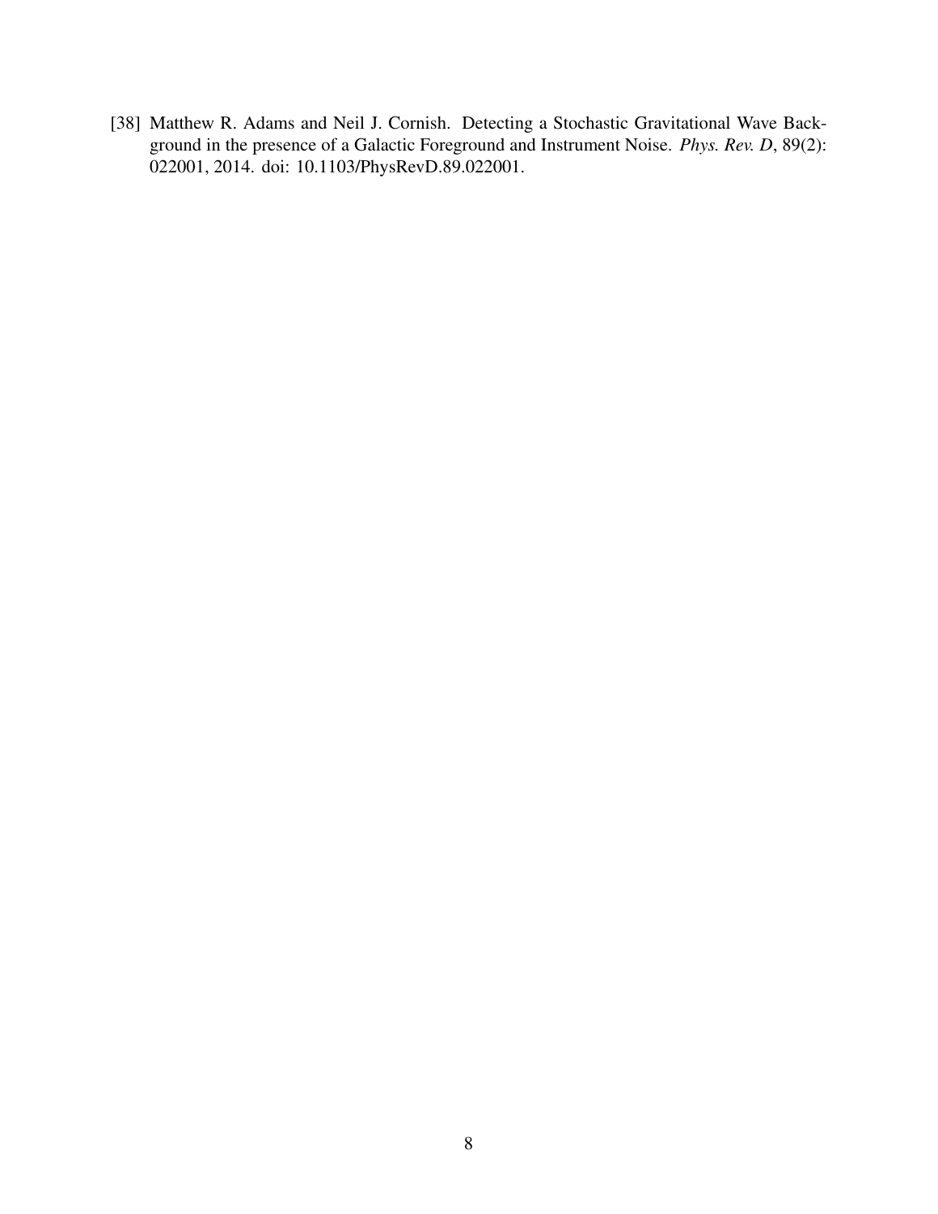[38] Matthew R. Adams and Neil J. Cornish. Detecting a Stochastic Gravitational Wave Background in the presence of a Galactic Foreground and Instrument Noise. *Phys. Rev. D*, 89(2): 022001, 2014. doi: 10.1103/PhysRevD.89.022001.